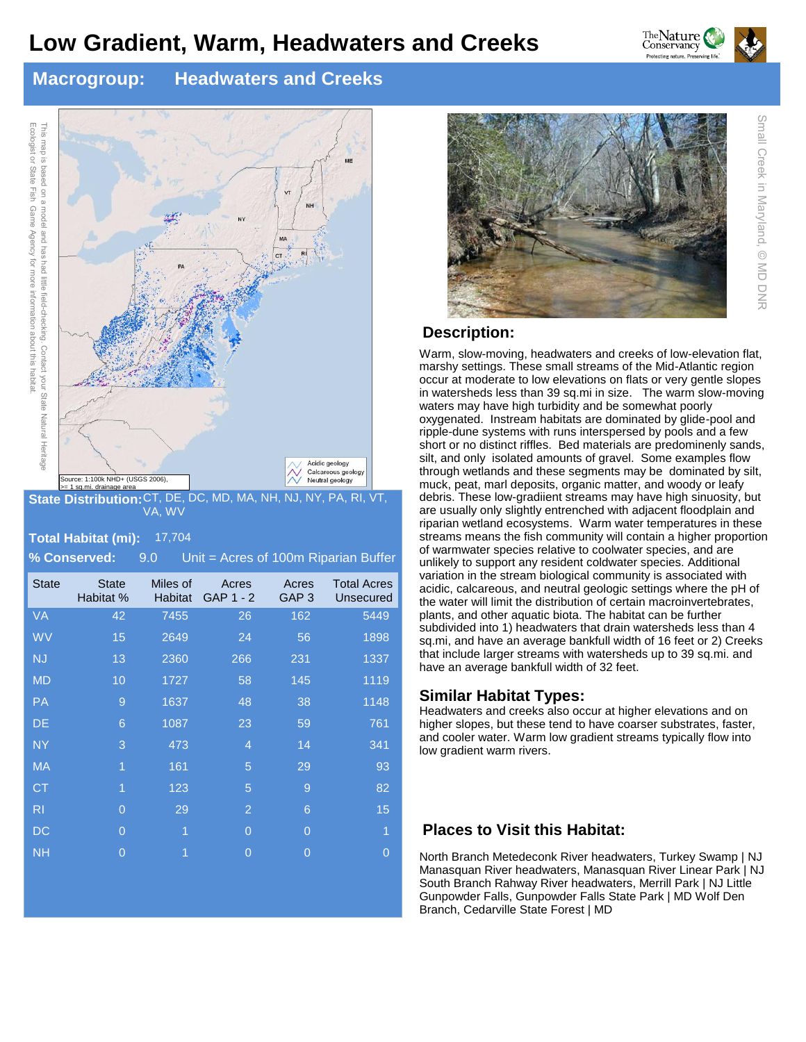# Low Gradient, Warm, Headwaters and Creeks

## Macrogroup: Headwaters and Creeks

This map is based on a model and has had little field-checking. Contact your State Natural Heritage Ecologist or State Fish Game Agency for more information about this habitat.

Source: 1:100k NHD+ (USGS 2006), >= 1 sq.mi. drainage area

Acidic geology
Calcareous geology
Neutral geology

**State Distribution:** CT, DE, DC, MD, MA, NH, NJ, NY, PA, RI, VT, VA, WV

**Total Habitat (mi):** 17,704

**% Conserved:** 9.0 Unit = Acres of 100m Riparian Buffer

| State | State Habitat % | Miles of Habitat | Acres GAP 1 - 2 | Acres GAP 3 | Total Acres Unsecured |
|---|---|---|---|---|---|
| VA | 42 | 7455 | 26 | 162 | 5449 |
| WV | 15 | 2649 | 24 | 56 | 1898 |
| NJ | 13 | 2360 | 266 | 231 | 1337 |
| MD | 10 | 1727 | 58 | 145 | 1119 |
| PA | 9 | 1637 | 48 | 38 | 1148 |
| DE | 6 | 1087 | 23 | 59 | 761 |
| NY | 3 | 473 | 4 | 14 | 341 |
| MA | 1 | 161 | 5 | 29 | 93 |
| CT | 1 | 123 | 5 | 9 | 82 |
| RI | 0 | 29 | 2 | 6 | 15 |
| DC | 0 | 1 | 0 | 0 | 1 |
| NH | 0 | 1 | 0 | 0 | 0 |

Small Creek in Maryland, © MD DNR

### Description:

Warm, slow-moving, headwaters and creeks of low-elevation flat, marshy settings. These small streams of the Mid-Atlantic region occur at moderate to low elevations on flats or very gentle slopes in watersheds less than 39 sq.mi in size. The warm slow-moving waters may have high turbidity and be somewhat poorly oxygenated. Instream habitats are dominated by glide-pool and ripple-dune systems with runs interspersed by pools and a few short or no distinct riffles. Bed materials are predominenly sands, silt, and only isolated amounts of gravel. Some examples flow through wetlands and these segments may be dominated by silt, muck, peat, marl deposits, organic matter, and woody or leafy debris. These low-gradiient streams may have high sinuosity, but are usually only slightly entrenched with adjacent floodplain and riparian wetland ecosystems. Warm water temperatures in these streams means the fish community will contain a higher proportion of warmwater species relative to coolwater species, and are unlikely to support any resident coldwater species. Additional variation in the stream biological community is associated with acidic, calcareous, and neutral geologic settings where the pH of the water will limit the distribution of certain macroinvertebrates, plants, and other aquatic biota. The habitat can be further subdivided into 1) headwaters that drain watersheds less than 4 sq.mi, and have an average bankfull width of 16 feet or 2) Creeks that include larger streams with watersheds up to 39 sq.mi. and have an average bankfull width of 32 feet.

### Similar Habitat Types:

Headwaters and creeks also occur at higher elevations and on higher slopes, but these tend to have coarser substrates, faster, and cooler water. Warm low gradient streams typically flow into low gradient warm rivers.

### Places to Visit this Habitat:

North Branch Metedeconk River headwaters, Turkey Swamp | NJ Manasquan River headwaters, Manasquan River Linear Park | NJ South Branch Rahway River headwaters, Merrill Park | NJ Little Gunpowder Falls, Gunpowder Falls State Park | MD Wolf Den Branch, Cedarville State Forest | MD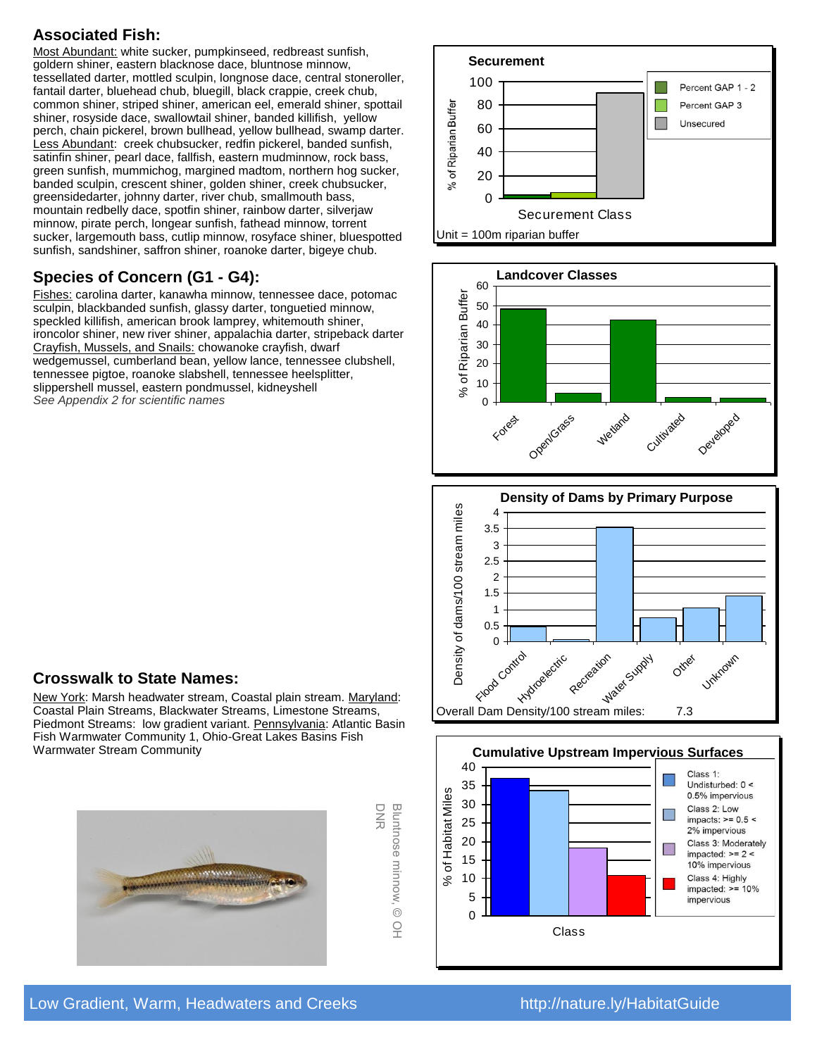## Associated Fish:

Most Abundant: white sucker, pumpkinseed, redbreast sunfish, goldern shiner, eastern blacknose dace, bluntnose minnow, tessellated darter, mottled sculpin, longnose dace, central stoneroller, fantail darter, bluehead chub, bluegill, black crappie, creek chub, common shiner, striped shiner, american eel, emerald shiner, spottail shiner, rosyside dace, swallowtail shiner, banded killifish, yellow perch, chain pickerel, brown bullhead, yellow bullhead, swamp darter.
Less Abundant: creek chubsucker, redfin pickerel, banded sunfish, satinfin shiner, pearl dace, fallfish, eastern mudminnow, rock bass, green sunfish, mummichog, margined madtom, northern hog sucker, banded sculpin, crescent shiner, golden shiner, creek chubsucker, greensidedarter, johnny darter, river chub, smallmouth bass, mountain redbelly dace, spotfin shiner, rainbow darter, silverjaw minnow, pirate perch, longear sunfish, fathead minnow, torrent sucker, largemouth bass, cutlip minnow, rosyface shiner, bluespotted sunfish, sandshiner, saffron shiner, roanoke darter, bigeye chub.

## Species of Concern (G1 - G4):

Fishes: carolina darter, kanawha minnow, tennessee dace, potomac sculpin, blackbanded sunfish, glassy darter, tonguetied minnow, speckled killifish, american brook lamprey, whitemouth shiner, ironcolor shiner, new river shiner, appalachia darter, stripeback darter
Crayfish, Mussels, and Snails: chowanoke crayfish, dwarf wedgemussel, cumberland bean, yellow lance, tennessee clubshell, tennessee pigtoe, roanoke slabshell, tennessee heelsplitter, slippershell mussel, eastern pondmussel, kidneyshell
*See Appendix 2 for scientific names*

Securement
% of Riparian Buffer
100
80
60
40
20
0
Securement Class
Percent GAP 1 - 2
Percent GAP 3
Unsecured
Unit = 100m riparian buffer

Landcover Classes
% of Riparian Buffer
60
50
40
30
20
10
0
Forest
Open/Grass
Wetland
Cultivated
Developed

Density of Dams by Primary Purpose
Density of dams/100 stream miles
4
3.5
3
2.5
2
1.5
1
0.5
0
Flood Control
Hydroelectric
Recreation
Water Supply
Other
Unknown
Overall Dam Density/100 stream miles: 7.3

Cumulative Upstream Impervious Surfaces
% of Habitat Miles
40
35
30
25
20
15
10
5
0
Class
Class 1: Undisturbed: 0 < 0.5% impervious
Class 2: Low impacts: >= 0.5 < 2% impervious
Class 3: Moderately impacted: >= 2 < 10% impervious
Class 4: Highly impacted: >= 10% impervious

## Crosswalk to State Names:

New York: Marsh headwater stream, Coastal plain stream. Maryland: Coastal Plain Streams, Blackwater Streams, Limestone Streams, Piedmont Streams: low gradient variant. Pennsylvania: Atlantic Basin Fish Warmwater Community 1, Ohio-Great Lakes Basins Fish Warmwater Stream Community

Bluntnose minnow, © OH DNR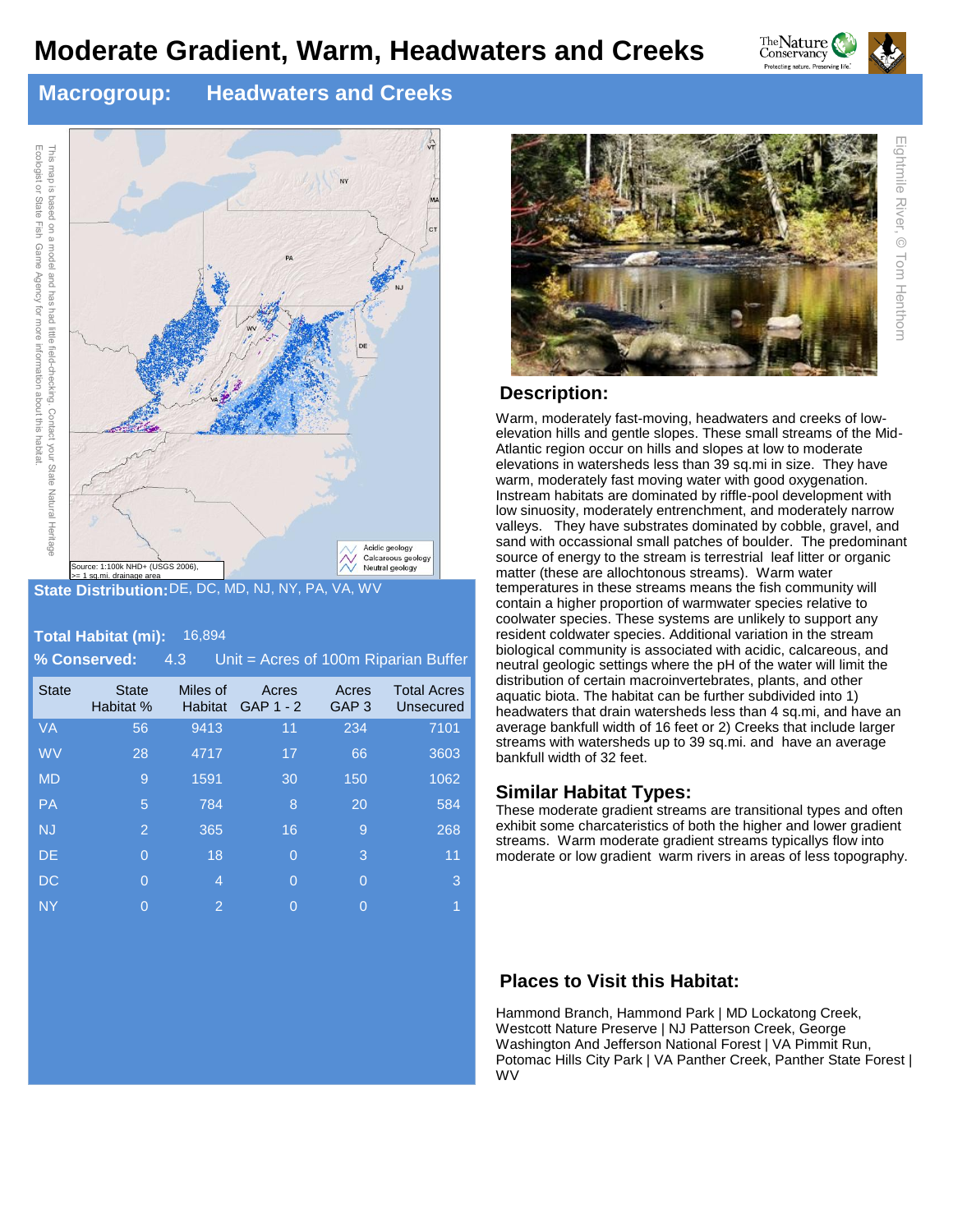# Moderate Gradient, Warm, Headwaters and Creeks

## Macrogroup: Headwaters and Creeks

This map is based on a model and has had little field-checking. Contact your State Natural Heritage Ecologist or State Fish Game Agency for more information about this habitat.

Source: 1:100k NHD+ (USGS 2006), >= 1 sq.mi. drainage area

Acidic geology
Calcareous geology
Neutral geology

Eightmile River, © Tom Henthorn

**State Distribution:** DE, DC, MD, NJ, NY, PA, VA, WV

**Total Habitat (mi):** 16,894

**% Conserved:** 4.3 Unit = Acres of 100m Riparian Buffer

| State | State Habitat % | Miles of Habitat | Acres GAP 1 - 2 | Acres GAP 3 | Total Acres Unsecured |
|---|---|---|---|---|---|
| VA | 56 | 9413 | 11 | 234 | 7101 |
| WV | 28 | 4717 | 17 | 66 | 3603 |
| MD | 9 | 1591 | 30 | 150 | 1062 |
| PA | 5 | 784 | 8 | 20 | 584 |
| NJ | 2 | 365 | 16 | 9 | 268 |
| DE | 0 | 18 | 0 | 3 | 11 |
| DC | 0 | 4 | 0 | 0 | 3 |
| NY | 0 | 2 | 0 | 0 | 1 |

### Description:

Warm, moderately fast-moving, headwaters and creeks of low-elevation hills and gentle slopes. These small streams of the Mid-Atlantic region occur on hills and slopes at low to moderate elevations in watersheds less than 39 sq.mi in size. They have warm, moderately fast moving water with good oxygenation. Instream habitats are dominated by riffle-pool development with low sinuosity, moderately entrenchment, and moderately narrow valleys. They have substrates dominated by cobble, gravel, and sand with occassional small patches of boulder. The predominant source of energy to the stream is terrestrial leaf litter or organic matter (these are allochtonous streams). Warm water temperatures in these streams means the fish community will contain a higher proportion of warmwater species relative to coolwater species. These systems are unlikely to support any resident coldwater species. Additional variation in the stream biological community is associated with acidic, calcareous, and neutral geologic settings where the pH of the water will limit the distribution of certain macroinvertebrates, plants, and other aquatic biota. The habitat can be further subdivided into 1) headwaters that drain watersheds less than 4 sq.mi, and have an average bankfull width of 16 feet or 2) Creeks that include larger streams with watersheds up to 39 sq.mi. and have an average bankfull width of 32 feet.

### Similar Habitat Types:

These moderate gradient streams are transitional types and often exhibit some charcateristics of both the higher and lower gradient streams. Warm moderate gradient streams typicallys flow into moderate or low gradient warm rivers in areas of less topography.

### Places to Visit this Habitat:

Hammond Branch, Hammond Park | MD Lockatong Creek, Westcott Nature Preserve | NJ Patterson Creek, George Washington And Jefferson National Forest | VA Pimmit Run, Potomac Hills City Park | VA Panther Creek, Panther State Forest | WV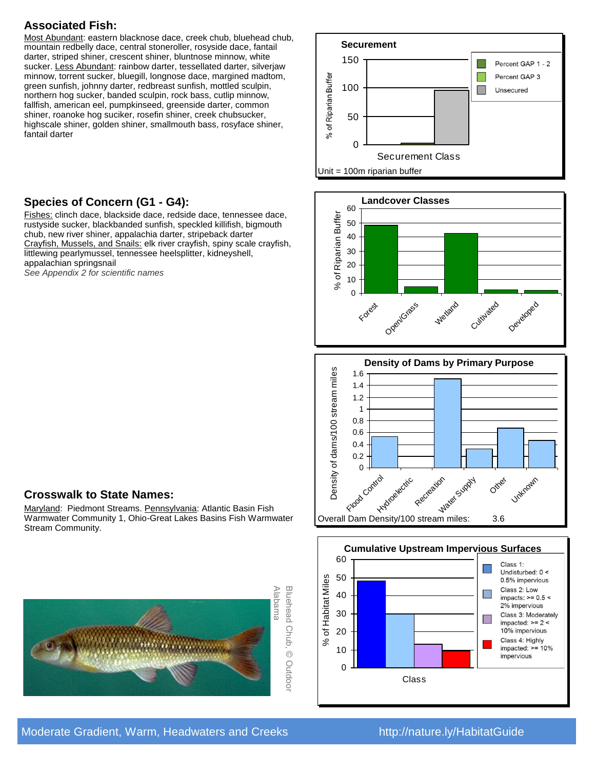## Associated Fish:

Most Abundant: eastern blacknose dace, creek chub, bluehead chub, mountain redbelly dace, central stoneroller, rosyside dace, fantail darter, striped shiner, crescent shiner, bluntnose minnow, white sucker. Less Abundant: rainbow darter, tessellated darter, silverjaw minnow, torrent sucker, bluegill, longnose dace, margined madtom, green sunfish, johnny darter, redbreast sunfish, mottled sculpin, northern hog sucker, banded sculpin, rock bass, cutlip minnow, fallfish, american eel, pumpkinseed, greenside darter, common shiner, roanoke hog suciker, rosefin shiner, creek chubsucker, highscale shiner, golden shiner, smallmouth bass, rosyface shiner, fantail darter

## Species of Concern (G1 - G4):

Fishes: clinch dace, blackside dace, redside dace, tennessee dace, rustyside sucker, blackbanded sunfish, speckled killifish, bigmouth chub, new river shiner, appalachia darter, stripeback darter
Crayfish, Mussels, and Snails: elk river crayfish, spiny scale crayfish, littlewing pearlymussel, tennessee heelsplitter, kidneyshell, appalachian springsnail
*See Appendix 2 for scientific names*

## Crosswalk to State Names:

Maryland: Piedmont Streams. Pennsylvania: Atlantic Basin Fish Warmwater Community 1, Ohio-Great Lakes Basins Fish Warmwater Stream Community.

Bluehead Chub, © Outdoor Alabama

**Securement**

% of Riparian Buffer
150
100
50
0
Securement Class
Percent GAP 1 - 2
Percent GAP 3
Unsecured
Unit = 100m riparian buffer

**Landcover Classes**

% of Riparian Buffer
60
50
40
30
20
10
0
Forest
Open/Grass
Wetland
Cultivated
Developed

**Density of Dams by Primary Purpose**

Density of dams/100 stream miles
1.6
1.4
1.2
1
0.8
0.6
0.4
0.2
0
Flood Control
Hydroelectric
Recreation
Water Supply
Other
Unknown
Overall Dam Density/100 stream miles: 3.6

**Cumulative Upstream Impervious Surfaces**

% of Habitat Miles
60
50
40
30
20
10
0
Class
Class 1: Undisturbed: 0 < 0.5% impervious
Class 2: Low impacts: >= 0.5 < 2% impervious
Class 3: Moderately impacted: >= 2 < 10% impervious
Class 4: Highly impacted: >= 10% impervious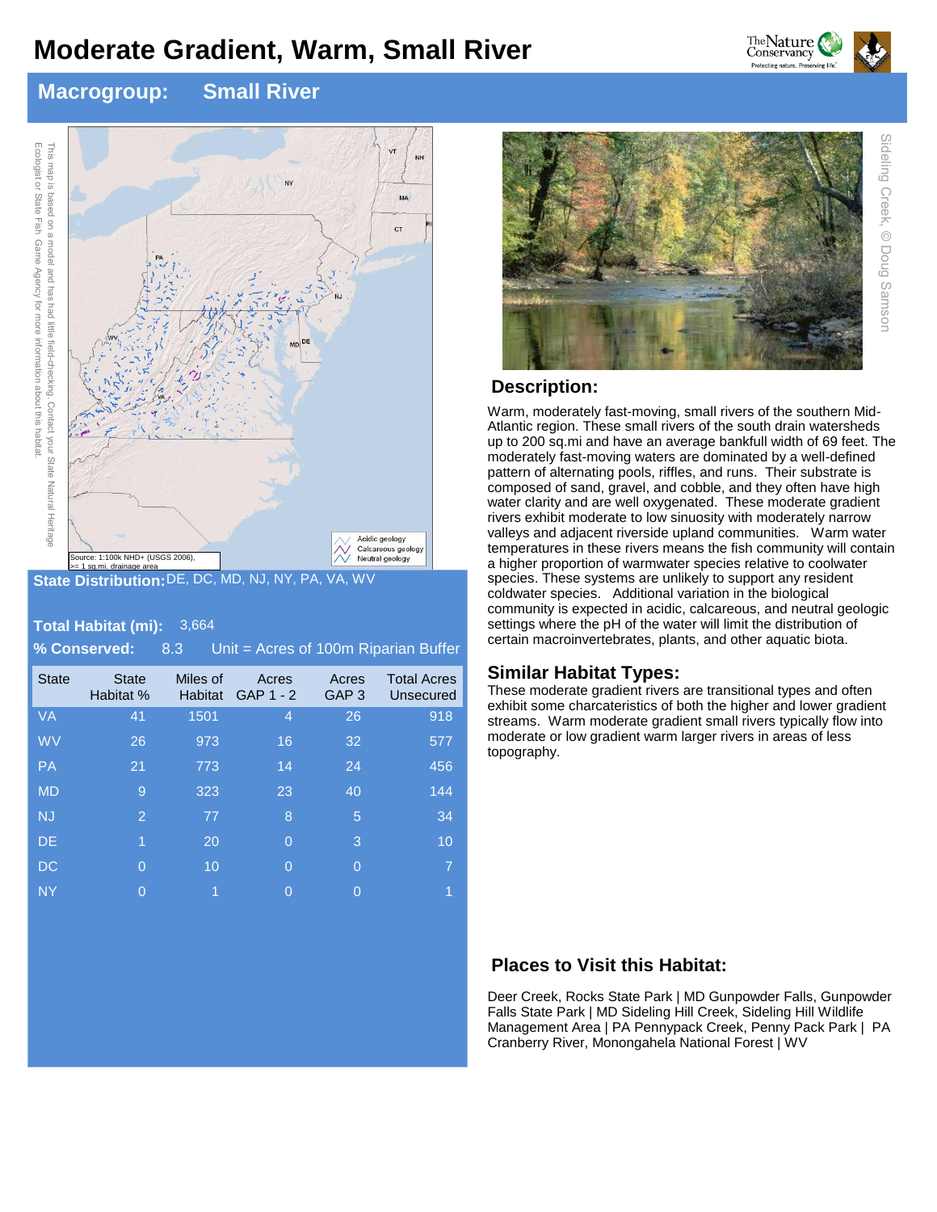# Moderate Gradient, Warm, Small River

## Macrogroup: Small River

This map is based on a model and has had little field-checking. Contact your State Natural Heritage Ecologist or State Fish Game Agency for more information about this habitat.

Source: 1:100k NHD+ (USGS 2006), >= 1 sq.mi. drainage area

Acidic geology
Calcareous geology
Neutral geology

**State Distribution:** DE, DC, MD, NJ, NY, PA, VA, WV

**Total Habitat (mi):** 3,664

**% Conserved:** 8.3 Unit = Acres of 100m Riparian Buffer

| State | State Habitat % | Miles of Habitat | Acres GAP 1 - 2 | Acres GAP 3 | Total Acres Unsecured |
|---|---|---|---|---|---|
| VA | 41 | 1501 | 4 | 26 | 918 |
| WV | 26 | 973 | 16 | 32 | 577 |
| PA | 21 | 773 | 14 | 24 | 456 |
| MD | 9 | 323 | 23 | 40 | 144 |
| NJ | 2 | 77 | 8 | 5 | 34 |
| DE | 1 | 20 | 0 | 3 | 10 |
| DC | 0 | 10 | 0 | 0 | 7 |
| NY | 0 | 1 | 0 | 0 | 1 |

Sideling Creek, © Doug Samson

### Description:

Warm, moderately fast-moving, small rivers of the southern Mid-Atlantic region. These small rivers of the south drain watersheds up to 200 sq.mi and have an average bankfull width of 69 feet. The moderately fast-moving waters are dominated by a well-defined pattern of alternating pools, riffles, and runs. Their substrate is composed of sand, gravel, and cobble, and they often have high water clarity and are well oxygenated. These moderate gradient rivers exhibit moderate to low sinuosity with moderately narrow valleys and adjacent riverside upland communities. Warm water temperatures in these rivers means the fish community will contain a higher proportion of warmwater species relative to coolwater species. These systems are unlikely to support any resident coldwater species. Additional variation in the biological community is expected in acidic, calcareous, and neutral geologic settings where the pH of the water will limit the distribution of certain macroinvertebrates, plants, and other aquatic biota.

### Similar Habitat Types:

These moderate gradient rivers are transitional types and often exhibit some charcateristics of both the higher and lower gradient streams. Warm moderate gradient small rivers typically flow into moderate or low gradient warm larger rivers in areas of less topography.

### Places to Visit this Habitat:

Deer Creek, Rocks State Park | MD Gunpowder Falls, Gunpowder Falls State Park | MD Sideling Hill Creek, Sideling Hill Wildlife Management Area | PA Pennypack Creek, Penny Pack Park | PA Cranberry River, Monongahela National Forest | WV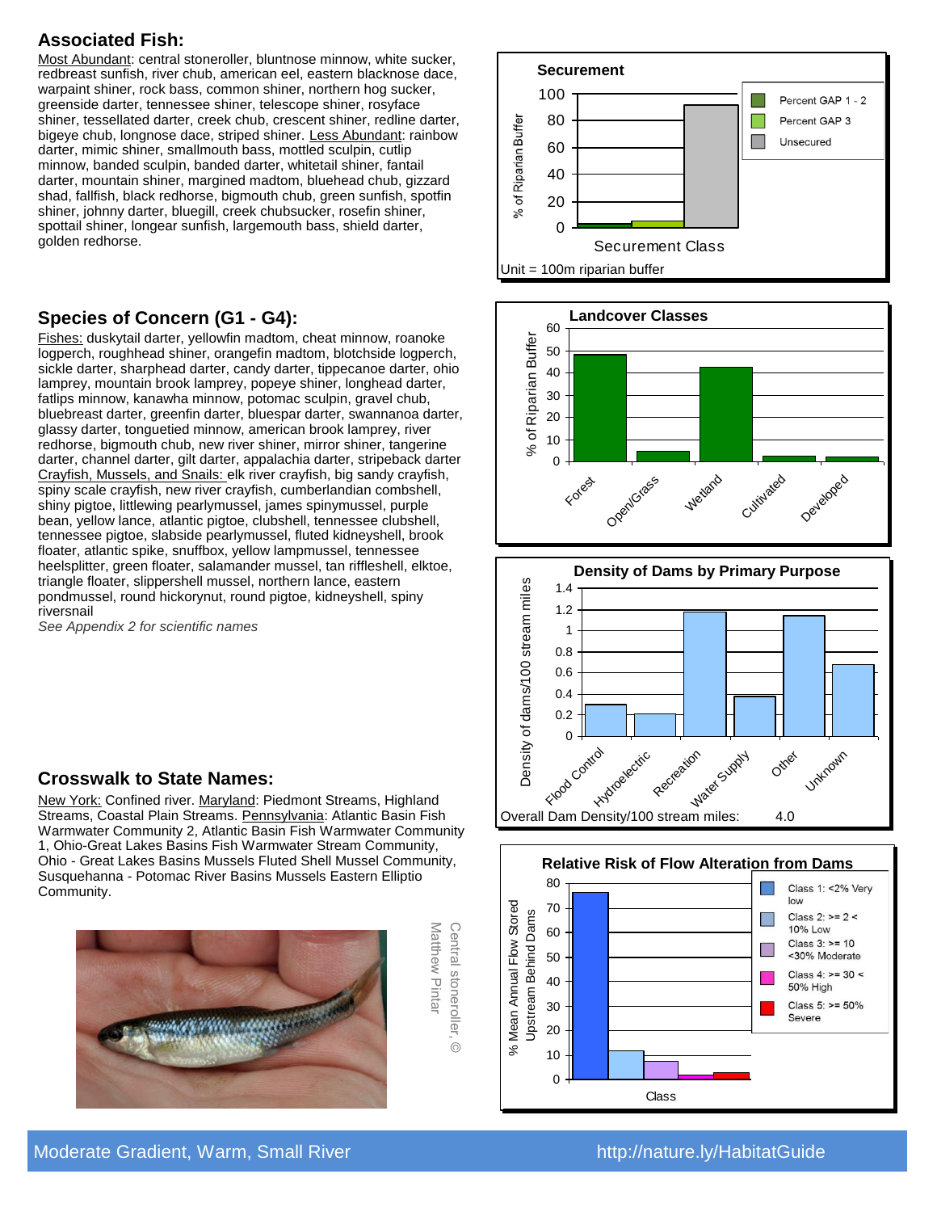## Associated Fish:

Most Abundant: central stoneroller, bluntnose minnow, white sucker, redbreast sunfish, river chub, american eel, eastern blacknose dace, warpaint shiner, rock bass, common shiner, northern hog sucker, greenside darter, tennessee shiner, telescope shiner, rosyface shiner, tessellated darter, creek chub, crescent shiner, redline darter, bigeye chub, longnose dace, striped shiner. Less Abundant: rainbow darter, mimic shiner, smallmouth bass, mottled sculpin, cutlip minnow, banded sculpin, banded darter, whitetail shiner, fantail darter, mountain shiner, margined madtom, bluehead chub, gizzard shad, fallfish, black redhorse, bigmouth chub, green sunfish, spotfin shiner, johnny darter, bluegill, creek chubsucker, rosefin shiner, spottail shiner, longear sunfish, largemouth bass, shield darter, golden redhorse.

## Species of Concern (G1 - G4):

Fishes: duskytail darter, yellowfin madtom, cheat minnow, roanoke logperch, roughhead shiner, orangefin madtom, blotchside logperch, sickle darter, sharphead darter, candy darter, tippecanoe darter, ohio lamprey, mountain brook lamprey, popeye shiner, longhead darter, fatlips minnow, kanawha minnow, potomac sculpin, gravel chub, bluebreast darter, greenfin darter, bluespar darter, swannanoa darter, glassy darter, tonguetied minnow, american brook lamprey, river redhorse, bigmouth chub, new river shiner, mirror shiner, tangerine darter, channel darter, gilt darter, appalachia darter, stripeback darter
Crayfish, Mussels, and Snails: elk river crayfish, big sandy crayfish, spiny scale crayfish, new river crayfish, cumberlandian combshell, shiny pigtoe, littlewing pearlymussel, james spinymussel, purple bean, yellow lance, atlantic pigtoe, clubshell, tennessee clubshell, tennessee pigtoe, slabside pearlymussel, fluted kidneyshell, brook floater, atlantic spike, snuffbox, yellow lampmussel, tennessee heelsplitter, green floater, salamander mussel, tan riffleshell, elktoe, triangle floater, slippershell mussel, northern lance, eastern pondmussel, round hickorynut, round pigtoe, kidneyshell, spiny riversnail

*See Appendix 2 for scientific names*

## Crosswalk to State Names:

New York: Confined river. Maryland: Piedmont Streams, Highland Streams, Coastal Plain Streams. Pennsylvania: Atlantic Basin Fish Warmwater Community 2, Atlantic Basin Fish Warmwater Community 1, Ohio-Great Lakes Basins Fish Warmwater Stream Community, Ohio - Great Lakes Basins Mussels Fluted Shell Mussel Community, Susquehanna - Potomac River Basins Mussels Eastern Elliptio Community.

Central stoneroller, © Matthew Pintar

**Securement**

% of Riparian Buffer
0
20
40
60
80
100
Securement Class
Percent GAP 1 - 2
Percent GAP 3
Unsecured
Unit = 100m riparian buffer

**Landcover Classes**

% of Riparian Buffer
0
10
20
30
40
50
60
Forest
Open/Grass
Wetland
Cultivated
Developed

**Density of Dams by Primary Purpose**

Density of dams/100 stream miles
0
0.2
0.4
0.6
0.8
1
1.2
1.4
Flood Control
Hydroelectric
Recreation
Water Supply
Other
Unknown
Overall Dam Density/100 stream miles: 4.0

**Relative Risk of Flow Alteration from Dams**

% Mean Annual Flow Stored Upstream Behind Dams
0
10
20
30
40
50
60
70
80
Class
Class 1: <2% Very low
Class 2: >= 2 < 10% Low
Class 3: >= 10 <30% Moderate
Class 4: >= 30 < 50% High
Class 5: >= 50% Severe

Moderate Gradient, Warm, Small River

http://nature.ly/HabitatGuide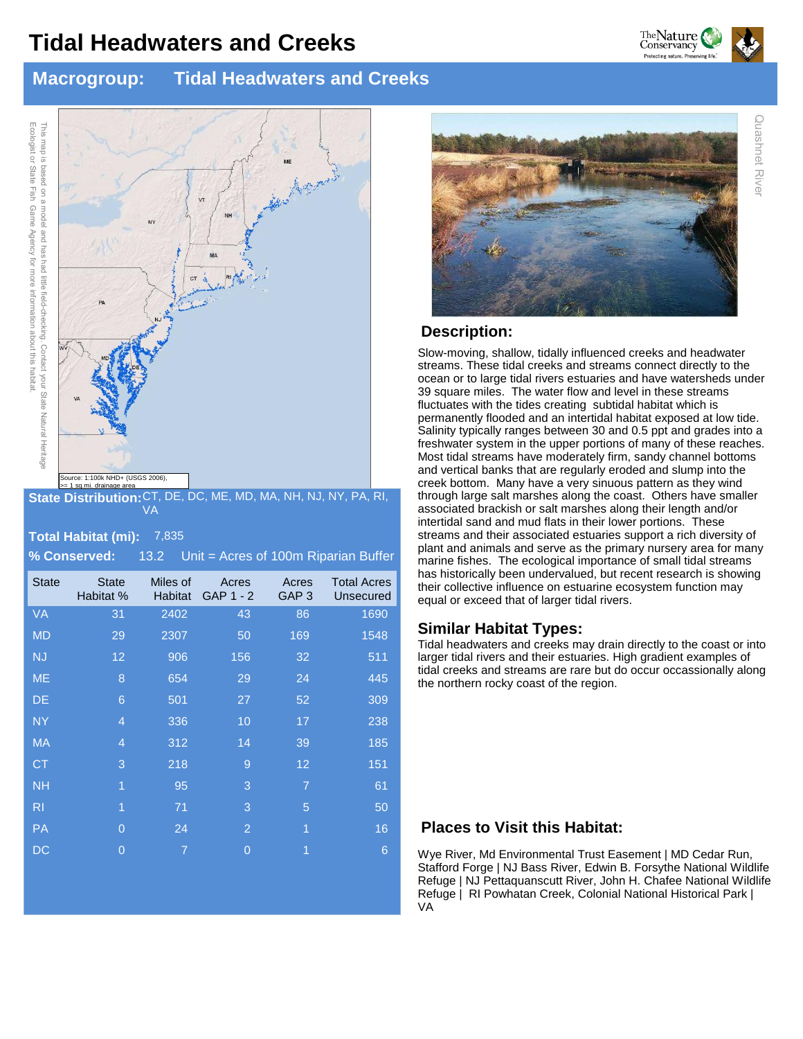# Tidal Headwaters and Creeks

## Macrogroup: Tidal Headwaters and Creeks

This map is based on a model and has had little field-checking. Contact your State Natural Heritage Ecologist or State Fish Game Agency for more information about this habitat.

Source: 1:100k NHD+ (USGS 2006), >= 1 sq.mi. drainage area

**State Distribution:** CT, DE, DC, ME, MD, MA, NH, NJ, NY, PA, RI, VA

**Total Habitat (mi):** 7,835

**% Conserved:** 13.2 Unit = Acres of 100m Riparian Buffer

| State | State Habitat % | Miles of Habitat | Acres GAP 1 - 2 | Acres GAP 3 | Total Acres Unsecured |
|---|---|---|---|---|---|
| VA | 31 | 2402 | 43 | 86 | 1690 |
| MD | 29 | 2307 | 50 | 169 | 1548 |
| NJ | 12 | 906 | 156 | 32 | 511 |
| ME | 8 | 654 | 29 | 24 | 445 |
| DE | 6 | 501 | 27 | 52 | 309 |
| NY | 4 | 336 | 10 | 17 | 238 |
| MA | 4 | 312 | 14 | 39 | 185 |
| CT | 3 | 218 | 9 | 12 | 151 |
| NH | 1 | 95 | 3 | 7 | 61 |
| RI | 1 | 71 | 3 | 5 | 50 |
| PA | 0 | 24 | 2 | 1 | 16 |
| DC | 0 | 7 | 0 | 1 | 6 |

Quashnet River

### Description:

Slow-moving, shallow, tidally influenced creeks and headwater streams. These tidal creeks and streams connect directly to the ocean or to large tidal rivers estuaries and have watersheds under 39 square miles. The water flow and level in these streams fluctuates with the tides creating subtidal habitat which is permanently flooded and an intertidal habitat exposed at low tide. Salinity typically ranges between 30 and 0.5 ppt and grades into a freshwater system in the upper portions of many of these reaches. Most tidal streams have moderately firm, sandy channel bottoms and vertical banks that are regularly eroded and slump into the creek bottom. Many have a very sinuous pattern as they wind through large salt marshes along the coast. Others have smaller associated brackish or salt marshes along their length and/or intertidal sand and mud flats in their lower portions. These streams and their associated estuaries support a rich diversity of plant and animals and serve as the primary nursery area for many marine fishes. The ecological importance of small tidal streams has historically been undervalued, but recent research is showing their collective influence on estuarine ecosystem function may equal or exceed that of larger tidal rivers.

### Similar Habitat Types:

Tidal headwaters and creeks may drain directly to the coast or into larger tidal rivers and their estuaries. High gradient examples of tidal creeks and streams are rare but do occur occassionally along the northern rocky coast of the region.

### Places to Visit this Habitat:

Wye River, Md Environmental Trust Easement | MD Cedar Run, Stafford Forge | NJ Bass River, Edwin B. Forsythe National Wildlife Refuge | NJ Pettaquanscutt River, John H. Chafee National Wildlife Refuge | RI Powhatan Creek, Colonial National Historical Park | VA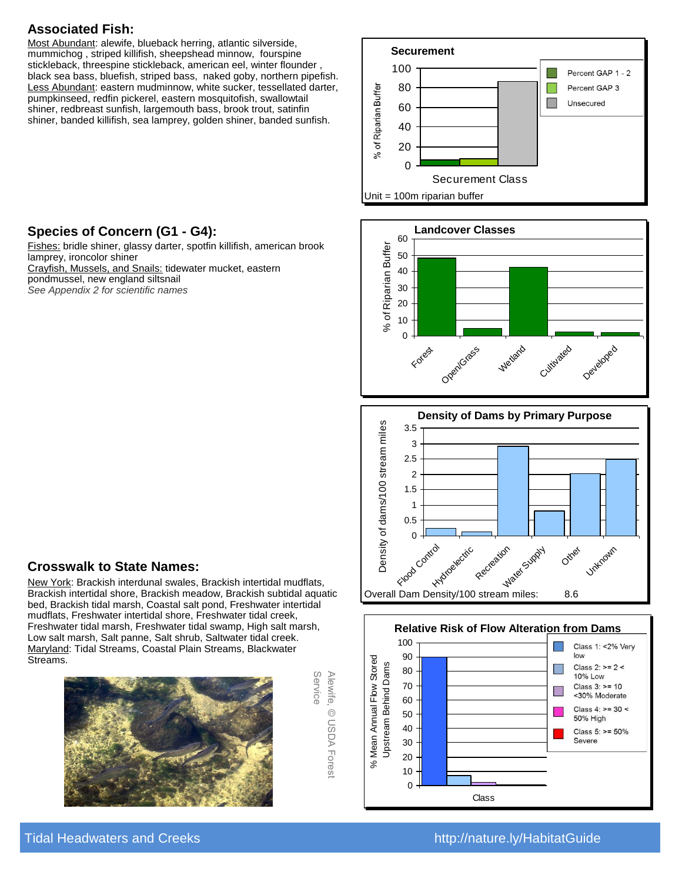## Associated Fish:

Most Abundant: alewife, blueback herring, atlantic silverside, mummichog , striped killifish, sheepshead minnow, fourspine stickleback, threespine stickleback, american eel, winter flounder , black sea bass, bluefish, striped bass, naked goby, northern pipefish.
Less Abundant: eastern mudminnow, white sucker, tessellated darter, pumpkinseed, redfin pickerel, eastern mosquitofish, swallowtail shiner, redbreast sunfish, largemouth bass, brook trout, satinfin shiner, banded killifish, sea lamprey, golden shiner, banded sunfish.

## Species of Concern (G1 - G4):

Fishes: bridle shiner, glassy darter, spotfin killifish, american brook lamprey, ironcolor shiner
Crayfish, Mussels, and Snails: tidewater mucket, eastern pondmussel, new england siltsnail
*See Appendix 2 for scientific names*

## Crosswalk to State Names:

New York: Brackish interdunal swales, Brackish intertidal mudflats, Brackish intertidal shore, Brackish meadow, Brackish subtidal aquatic bed, Brackish tidal marsh, Coastal salt pond, Freshwater intertidal mudflats, Freshwater intertidal shore, Freshwater tidal creek, Freshwater tidal marsh, Freshwater tidal swamp, High salt marsh, Low salt marsh, Salt panne, Salt shrub, Saltwater tidal creek.
Maryland: Tidal Streams, Coastal Plain Streams, Blackwater Streams.

Alewife, © USDA Forest Service

Securement
% of Riparian Buffer
100
80
60
40
20
0
Securement Class
Percent GAP 1 - 2
Percent GAP 3
Unsecured
Unit = 100m riparian buffer

Landcover Classes
% of Riparian Buffer
60
50
40
30
20
10
0
Forest
Open/Grass
Wetland
Cultivated
Developed

Density of Dams by Primary Purpose
Density of dams/100 stream miles
3.5
3
2.5
2
1.5
1
0.5
0
Flood Control
Hydroelectric
Recreation
Water Supply
Other
Unknown
Overall Dam Density/100 stream miles: 8.6

Relative Risk of Flow Alteration from Dams
% Mean Annual Flow Stored Upstream Behind Dams
100
90
80
70
60
50
40
30
20
10
0
Class
Class 1: <2% Very low
Class 2: >= 2 < 10% Low
Class 3: >= 10 <30% Moderate
Class 4: >= 30 < 50% High
Class 5: >= 50% Severe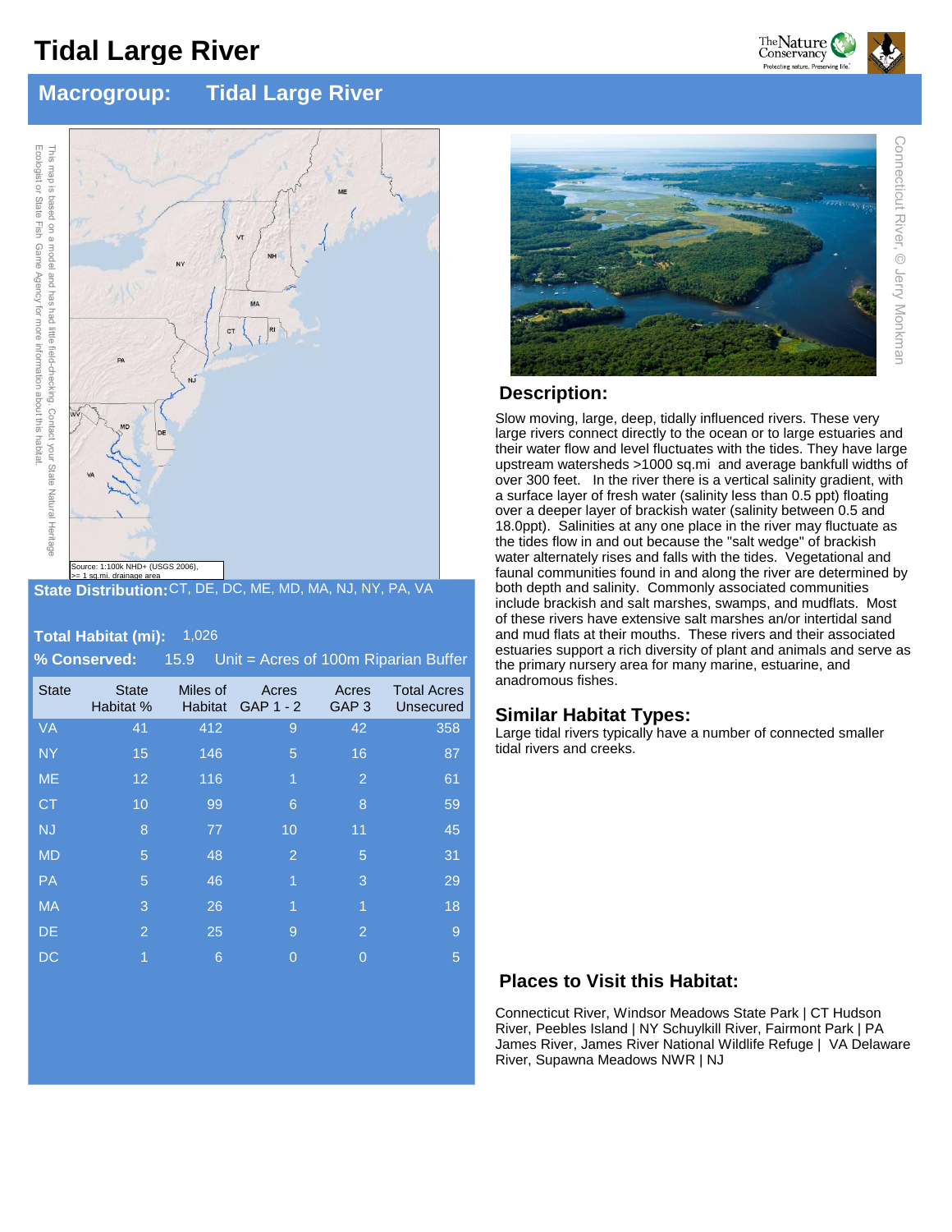# Tidal Large River

## Macrogroup: Tidal Large River

This map is based on a model and has had little field-checking. Contact your State Natural Heritage Ecologist or State Fish Game Agency for more information about this habitat.

Source: 1:100k NHD+ (USGS 2006), >= 1 sq.mi. drainage area

Connecticut River, © Jerry Monkman

**State Distribution:** CT, DE, DC, ME, MD, MA, NJ, NY, PA, VA

**Total Habitat (mi):** 1,026

**% Conserved:** 15.9 Unit = Acres of 100m Riparian Buffer

| State | State Habitat % | Miles of Habitat | Acres GAP 1 - 2 | Acres GAP 3 | Total Acres Unsecured |
|---|---|---|---|---|---|
| VA | 41 | 412 | 9 | 42 | 358 |
| NY | 15 | 146 | 5 | 16 | 87 |
| ME | 12 | 116 | 1 | 2 | 61 |
| CT | 10 | 99 | 6 | 8 | 59 |
| NJ | 8 | 77 | 10 | 11 | 45 |
| MD | 5 | 48 | 2 | 5 | 31 |
| PA | 5 | 46 | 1 | 3 | 29 |
| MA | 3 | 26 | 1 | 1 | 18 |
| DE | 2 | 25 | 9 | 2 | 9 |
| DC | 1 | 6 | 0 | 0 | 5 |

### Description:

Slow moving, large, deep, tidally influenced rivers. These very large rivers connect directly to the ocean or to large estuaries and their water flow and level fluctuates with the tides. They have large upstream watersheds >1000 sq.mi and average bankfull widths of over 300 feet. In the river there is a vertical salinity gradient, with a surface layer of fresh water (salinity less than 0.5 ppt) floating over a deeper layer of brackish water (salinity between 0.5 and 18.0ppt). Salinities at any one place in the river may fluctuate as the tides flow in and out because the "salt wedge" of brackish water alternately rises and falls with the tides. Vegetational and faunal communities found in and along the river are determined by both depth and salinity. Commonly associated communities include brackish and salt marshes, swamps, and mudflats. Most of these rivers have extensive salt marshes an/or intertidal sand and mud flats at their mouths. These rivers and their associated estuaries support a rich diversity of plant and animals and serve as the primary nursery area for many marine, estuarine, and anadromous fishes.

### Similar Habitat Types:

Large tidal rivers typically have a number of connected smaller tidal rivers and creeks.

### Places to Visit this Habitat:

Connecticut River, Windsor Meadows State Park | CT Hudson River, Peebles Island | NY Schuylkill River, Fairmont Park | PA James River, James River National Wildlife Refuge | VA Delaware River, Supawna Meadows NWR | NJ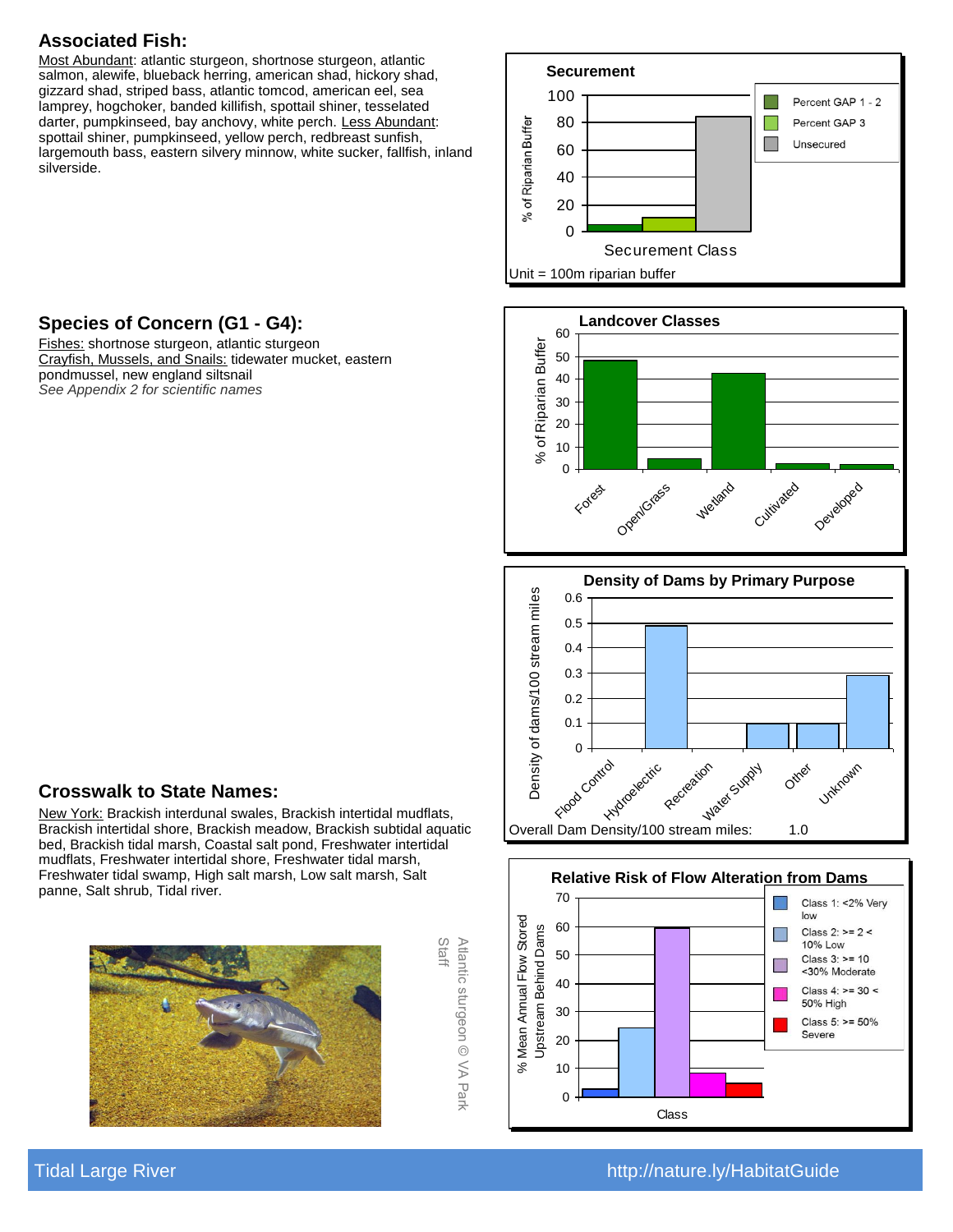## Associated Fish:

Most Abundant: atlantic sturgeon, shortnose sturgeon, atlantic salmon, alewife, blueback herring, american shad, hickory shad, gizzard shad, striped bass, atlantic tomcod, american eel, sea lamprey, hogchoker, banded killifish, spottail shiner, tesselated darter, pumpkinseed, bay anchovy, white perch. Less Abundant: spottail shiner, pumpkinseed, yellow perch, redbreast sunfish, largemouth bass, eastern silvery minnow, white sucker, fallfish, inland silverside.

Securement

% of Riparian Buffer

100
80
60
40
20
0

Securement Class

Percent GAP 1 - 2
Percent GAP 3
Unsecured

Unit = 100m riparian buffer

## Species of Concern (G1 - G4):

Fishes: shortnose sturgeon, atlantic sturgeon
Crayfish, Mussels, and Snails: tidewater mucket, eastern pondmussel, new england siltsnail
*See Appendix 2 for scientific names*

Landcover Classes

% of Riparian Buffer

60
50
40
30
20
10
0

Forest
Open/Grass
Wetland
Cultivated
Developed

Density of Dams by Primary Purpose

Density of dams/100 stream miles

0.6
0.5
0.4
0.3
0.2
0.1
0

Flood Control
Hydroelectric
Recreation
Water Supply
Other
Unknown

Overall Dam Density/100 stream miles: 1.0

## Crosswalk to State Names:

New York: Brackish interdunal swales, Brackish intertidal mudflats, Brackish intertidal shore, Brackish meadow, Brackish subtidal aquatic bed, Brackish tidal marsh, Coastal salt pond, Freshwater intertidal mudflats, Freshwater intertidal shore, Freshwater tidal marsh, Freshwater tidal swamp, High salt marsh, Low salt marsh, Salt panne, Salt shrub, Tidal river.

Atlantic sturgeon © VA Park Staff

Relative Risk of Flow Alteration from Dams

% Mean Annual Flow Stored Upstream Behind Dams

70
60
50
40
30
20
10
0

Class

Class 1: <2% Very low
Class 2: >= 2 < 10% Low
Class 3: >= 10 <30% Moderate
Class 4: >= 30 < 50% High
Class 5: >= 50% Severe

Tidal Large River

http://nature.ly/HabitatGuide